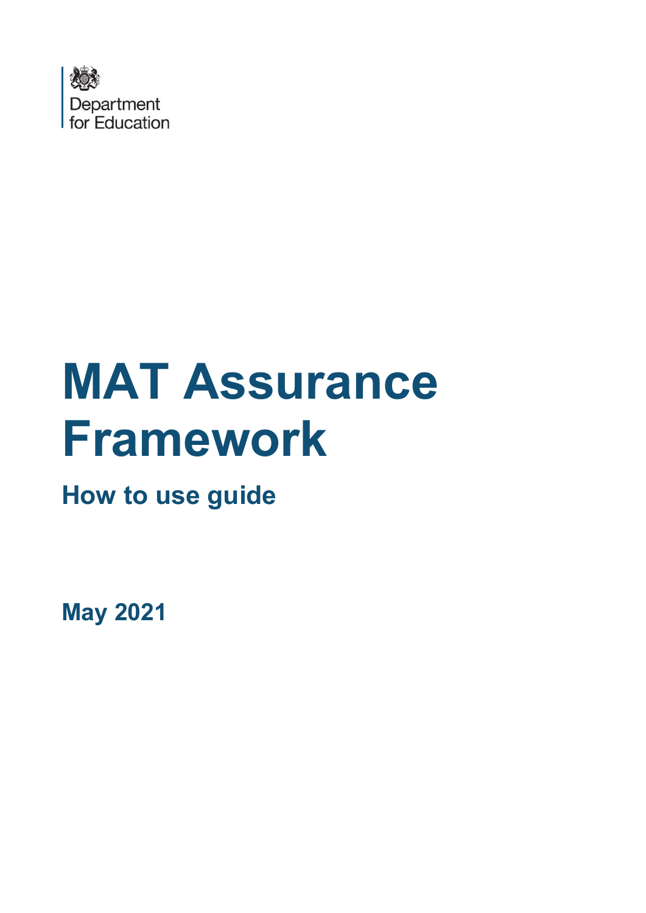Department for Education

# MAT Assurance Framework

## How to use guide

**May 2021**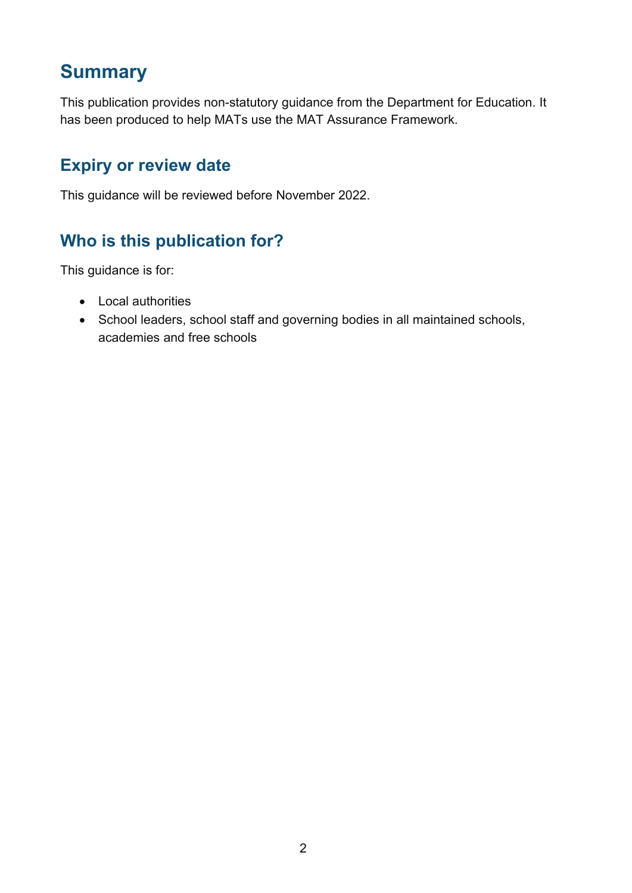# Summary

This publication provides non-statutory guidance from the Department for Education. It has been produced to help MATs use the MAT Assurance Framework.

## Expiry or review date

This guidance will be reviewed before November 2022.

## Who is this publication for?

This guidance is for:

- Local authorities
- School leaders, school staff and governing bodies in all maintained schools, academies and free schools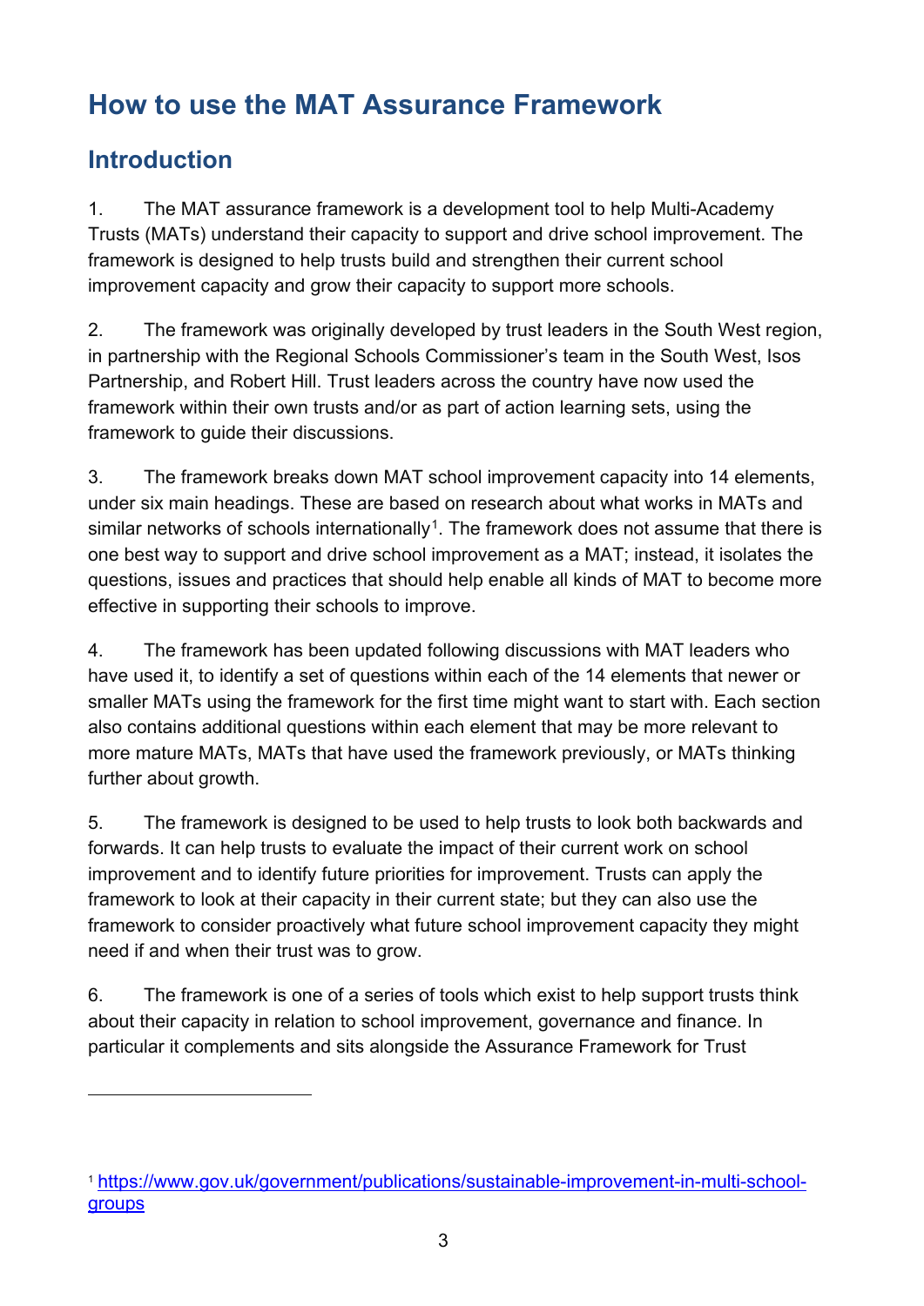# How to use the MAT Assurance Framework

## Introduction

1. The MAT assurance framework is a development tool to help Multi-Academy Trusts (MATs) understand their capacity to support and drive school improvement. The framework is designed to help trusts build and strengthen their current school improvement capacity and grow their capacity to support more schools.

2. The framework was originally developed by trust leaders in the South West region, in partnership with the Regional Schools Commissioner's team in the South West, Isos Partnership, and Robert Hill. Trust leaders across the country have now used the framework within their own trusts and/or as part of action learning sets, using the framework to guide their discussions.

3. The framework breaks down MAT school improvement capacity into 14 elements, under six main headings. These are based on research about what works in MATs and similar networks of schools internationally[1]. The framework does not assume that there is one best way to support and drive school improvement as a MAT; instead, it isolates the questions, issues and practices that should help enable all kinds of MAT to become more effective in supporting their schools to improve.

4. The framework has been updated following discussions with MAT leaders who have used it, to identify a set of questions within each of the 14 elements that newer or smaller MATs using the framework for the first time might want to start with. Each section also contains additional questions within each element that may be more relevant to more mature MATs, MATs that have used the framework previously, or MATs thinking further about growth.

5. The framework is designed to be used to help trusts to look both backwards and forwards. It can help trusts to evaluate the impact of their current work on school improvement and to identify future priorities for improvement. Trusts can apply the framework to look at their capacity in their current state; but they can also use the framework to consider proactively what future school improvement capacity they might need if and when their trust was to grow.

6. The framework is one of a series of tools which exist to help support trusts think about their capacity in relation to school improvement, governance and finance. In particular it complements and sits alongside the Assurance Framework for Trust

[1] https://www.gov.uk/government/publications/sustainable-improvement-in-multi-school-groups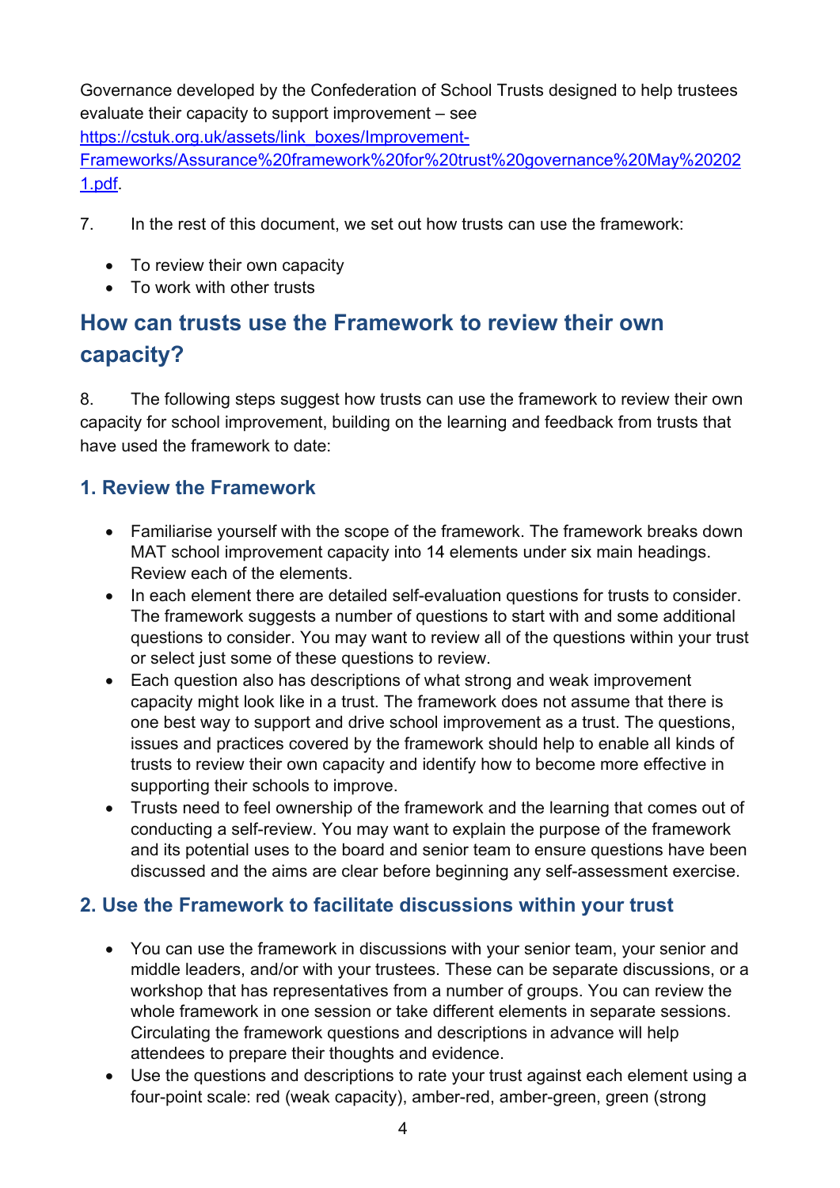Governance developed by the Confederation of School Trusts designed to help trustees evaluate their capacity to support improvement – see [https://cstuk.org.uk/assets/link_boxes/Improvement-Frameworks/Assurance%20framework%20for%20trust%20governance%20May%202021.pdf](https://cstuk.org.uk/assets/link_boxes/Improvement-Frameworks/Assurance%20framework%20for%20trust%20governance%20May%202021.pdf).

7. In the rest of this document, we set out how trusts can use the framework:

- To review their own capacity
- To work with other trusts

## How can trusts use the Framework to review their own capacity?

8. The following steps suggest how trusts can use the framework to review their own capacity for school improvement, building on the learning and feedback from trusts that have used the framework to date:

### 1. Review the Framework

- Familiarise yourself with the scope of the framework. The framework breaks down MAT school improvement capacity into 14 elements under six main headings. Review each of the elements.
- In each element there are detailed self-evaluation questions for trusts to consider. The framework suggests a number of questions to start with and some additional questions to consider. You may want to review all of the questions within your trust or select just some of these questions to review.
- Each question also has descriptions of what strong and weak improvement capacity might look like in a trust. The framework does not assume that there is one best way to support and drive school improvement as a trust. The questions, issues and practices covered by the framework should help to enable all kinds of trusts to review their own capacity and identify how to become more effective in supporting their schools to improve.
- Trusts need to feel ownership of the framework and the learning that comes out of conducting a self-review. You may want to explain the purpose of the framework and its potential uses to the board and senior team to ensure questions have been discussed and the aims are clear before beginning any self-assessment exercise.

### 2. Use the Framework to facilitate discussions within your trust

- You can use the framework in discussions with your senior team, your senior and middle leaders, and/or with your trustees. These can be separate discussions, or a workshop that has representatives from a number of groups. You can review the whole framework in one session or take different elements in separate sessions. Circulating the framework questions and descriptions in advance will help attendees to prepare their thoughts and evidence.
- Use the questions and descriptions to rate your trust against each element using a four-point scale: red (weak capacity), amber-red, amber-green, green (strong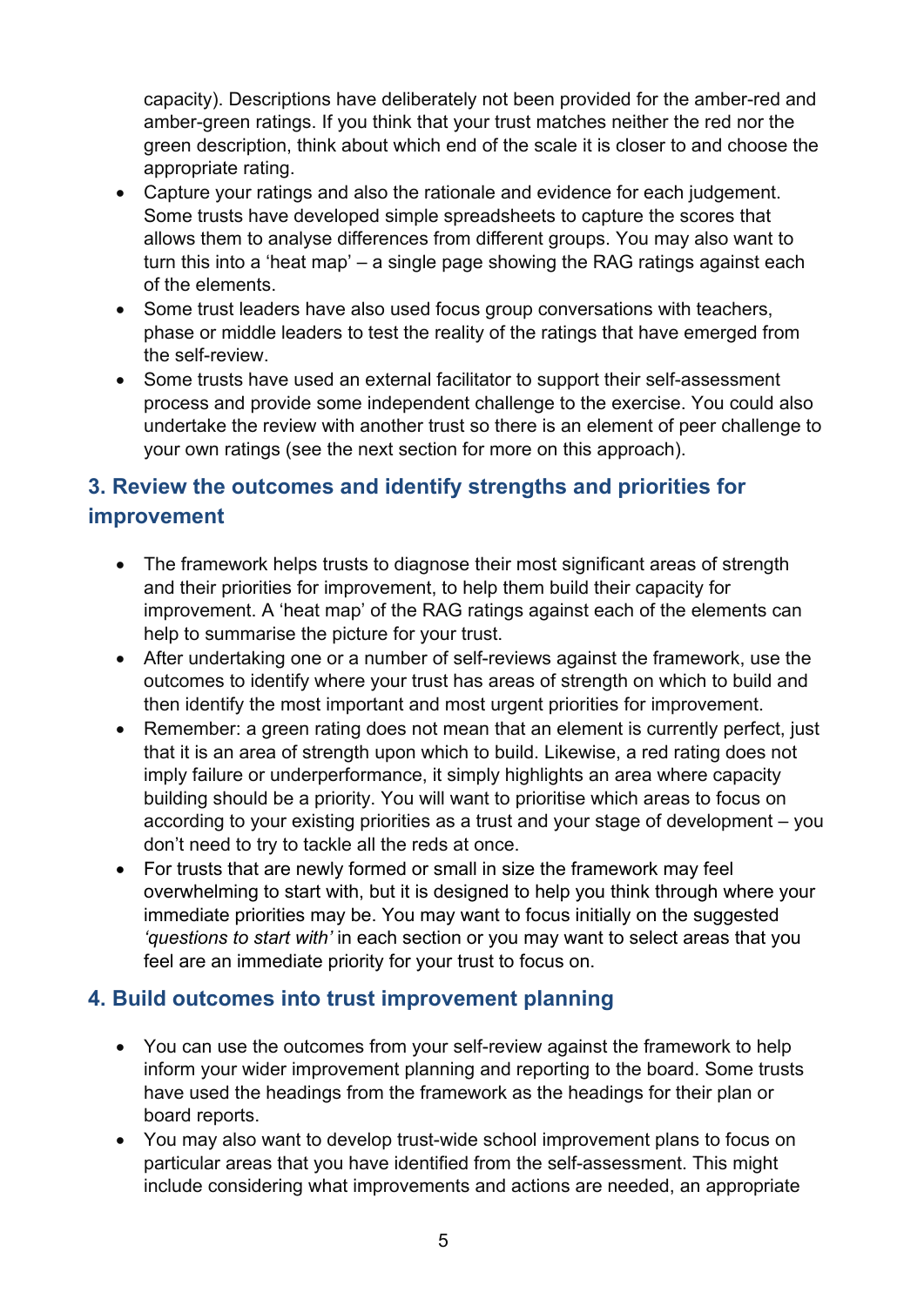capacity). Descriptions have deliberately not been provided for the amber-red and amber-green ratings. If you think that your trust matches neither the red nor the green description, think about which end of the scale it is closer to and choose the appropriate rating.

- Capture your ratings and also the rationale and evidence for each judgement. Some trusts have developed simple spreadsheets to capture the scores that allows them to analyse differences from different groups. You may also want to turn this into a 'heat map' – a single page showing the RAG ratings against each of the elements.
- Some trust leaders have also used focus group conversations with teachers, phase or middle leaders to test the reality of the ratings that have emerged from the self-review.
- Some trusts have used an external facilitator to support their self-assessment process and provide some independent challenge to the exercise. You could also undertake the review with another trust so there is an element of peer challenge to your own ratings (see the next section for more on this approach).

## 3. Review the outcomes and identify strengths and priorities for improvement

- The framework helps trusts to diagnose their most significant areas of strength and their priorities for improvement, to help them build their capacity for improvement. A 'heat map' of the RAG ratings against each of the elements can help to summarise the picture for your trust.
- After undertaking one or a number of self-reviews against the framework, use the outcomes to identify where your trust has areas of strength on which to build and then identify the most important and most urgent priorities for improvement.
- Remember: a green rating does not mean that an element is currently perfect, just that it is an area of strength upon which to build. Likewise, a red rating does not imply failure or underperformance, it simply highlights an area where capacity building should be a priority. You will want to prioritise which areas to focus on according to your existing priorities as a trust and your stage of development – you don't need to try to tackle all the reds at once.
- For trusts that are newly formed or small in size the framework may feel overwhelming to start with, but it is designed to help you think through where your immediate priorities may be. You may want to focus initially on the suggested *'questions to start with'* in each section or you may want to select areas that you feel are an immediate priority for your trust to focus on.

## 4. Build outcomes into trust improvement planning

- You can use the outcomes from your self-review against the framework to help inform your wider improvement planning and reporting to the board. Some trusts have used the headings from the framework as the headings for their plan or board reports.
- You may also want to develop trust-wide school improvement plans to focus on particular areas that you have identified from the self-assessment. This might include considering what improvements and actions are needed, an appropriate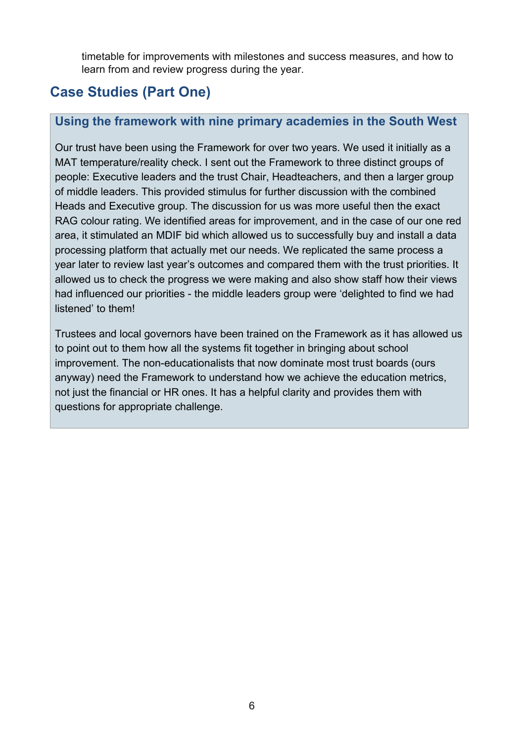timetable for improvements with milestones and success measures, and how to learn from and review progress during the year.

## Case Studies (Part One)

### Using the framework with nine primary academies in the South West

Our trust have been using the Framework for over two years. We used it initially as a MAT temperature/reality check. I sent out the Framework to three distinct groups of people: Executive leaders and the trust Chair, Headteachers, and then a larger group of middle leaders. This provided stimulus for further discussion with the combined Heads and Executive group. The discussion for us was more useful then the exact RAG colour rating. We identified areas for improvement, and in the case of our one red area, it stimulated an MDIF bid which allowed us to successfully buy and install a data processing platform that actually met our needs. We replicated the same process a year later to review last year's outcomes and compared them with the trust priorities. It allowed us to check the progress we were making and also show staff how their views had influenced our priorities - the middle leaders group were 'delighted to find we had listened' to them!

Trustees and local governors have been trained on the Framework as it has allowed us to point out to them how all the systems fit together in bringing about school improvement. The non-educationalists that now dominate most trust boards (ours anyway) need the Framework to understand how we achieve the education metrics, not just the financial or HR ones. It has a helpful clarity and provides them with questions for appropriate challenge.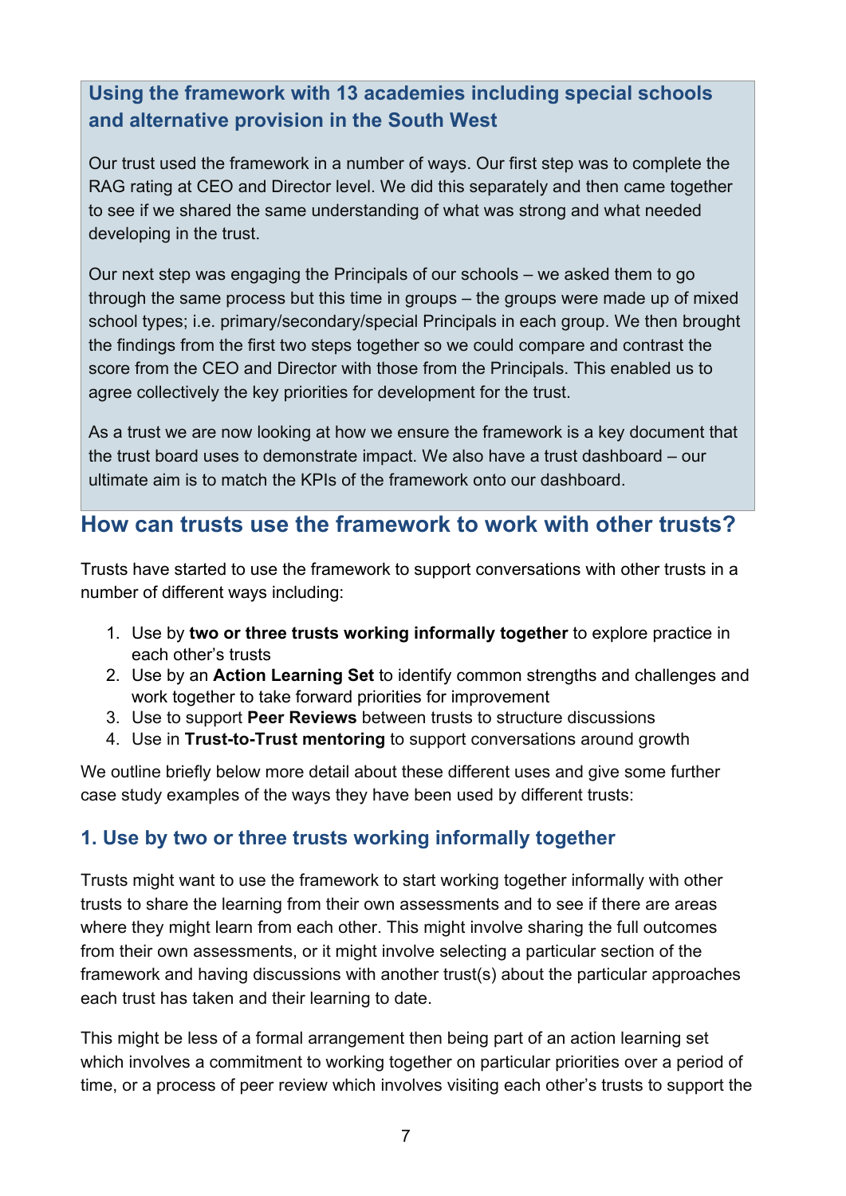### Using the framework with 13 academies including special schools and alternative provision in the South West

Our trust used the framework in a number of ways. Our first step was to complete the RAG rating at CEO and Director level. We did this separately and then came together to see if we shared the same understanding of what was strong and what needed developing in the trust.

Our next step was engaging the Principals of our schools – we asked them to go through the same process but this time in groups – the groups were made up of mixed school types; i.e. primary/secondary/special Principals in each group. We then brought the findings from the first two steps together so we could compare and contrast the score from the CEO and Director with those from the Principals. This enabled us to agree collectively the key priorities for development for the trust.

As a trust we are now looking at how we ensure the framework is a key document that the trust board uses to demonstrate impact. We also have a trust dashboard – our ultimate aim is to match the KPIs of the framework onto our dashboard.

## How can trusts use the framework to work with other trusts?

Trusts have started to use the framework to support conversations with other trusts in a number of different ways including:

1. Use by **two or three trusts working informally together** to explore practice in each other's trusts
2. Use by an **Action Learning Set** to identify common strengths and challenges and work together to take forward priorities for improvement
3. Use to support **Peer Reviews** between trusts to structure discussions
4. Use in **Trust-to-Trust mentoring** to support conversations around growth

We outline briefly below more detail about these different uses and give some further case study examples of the ways they have been used by different trusts:

### 1. Use by two or three trusts working informally together

Trusts might want to use the framework to start working together informally with other trusts to share the learning from their own assessments and to see if there are areas where they might learn from each other. This might involve sharing the full outcomes from their own assessments, or it might involve selecting a particular section of the framework and having discussions with another trust(s) about the particular approaches each trust has taken and their learning to date.

This might be less of a formal arrangement then being part of an action learning set which involves a commitment to working together on particular priorities over a period of time, or a process of peer review which involves visiting each other's trusts to support the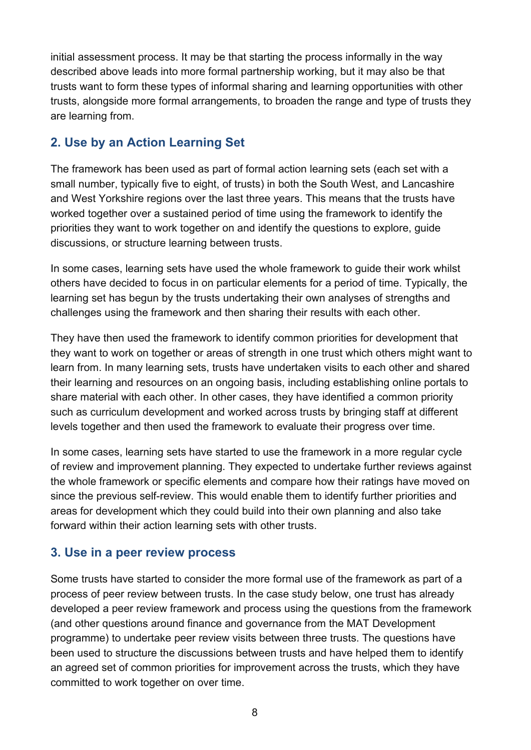initial assessment process. It may be that starting the process informally in the way described above leads into more formal partnership working, but it may also be that trusts want to form these types of informal sharing and learning opportunities with other trusts, alongside more formal arrangements, to broaden the range and type of trusts they are learning from.

## 2. Use by an Action Learning Set

The framework has been used as part of formal action learning sets (each set with a small number, typically five to eight, of trusts) in both the South West, and Lancashire and West Yorkshire regions over the last three years. This means that the trusts have worked together over a sustained period of time using the framework to identify the priorities they want to work together on and identify the questions to explore, guide discussions, or structure learning between trusts.

In some cases, learning sets have used the whole framework to guide their work whilst others have decided to focus in on particular elements for a period of time. Typically, the learning set has begun by the trusts undertaking their own analyses of strengths and challenges using the framework and then sharing their results with each other.

They have then used the framework to identify common priorities for development that they want to work on together or areas of strength in one trust which others might want to learn from. In many learning sets, trusts have undertaken visits to each other and shared their learning and resources on an ongoing basis, including establishing online portals to share material with each other. In other cases, they have identified a common priority such as curriculum development and worked across trusts by bringing staff at different levels together and then used the framework to evaluate their progress over time.

In some cases, learning sets have started to use the framework in a more regular cycle of review and improvement planning. They expected to undertake further reviews against the whole framework or specific elements and compare how their ratings have moved on since the previous self-review. This would enable them to identify further priorities and areas for development which they could build into their own planning and also take forward within their action learning sets with other trusts.

## 3. Use in a peer review process

Some trusts have started to consider the more formal use of the framework as part of a process of peer review between trusts. In the case study below, one trust has already developed a peer review framework and process using the questions from the framework (and other questions around finance and governance from the MAT Development programme) to undertake peer review visits between three trusts. The questions have been used to structure the discussions between trusts and have helped them to identify an agreed set of common priorities for improvement across the trusts, which they have committed to work together on over time.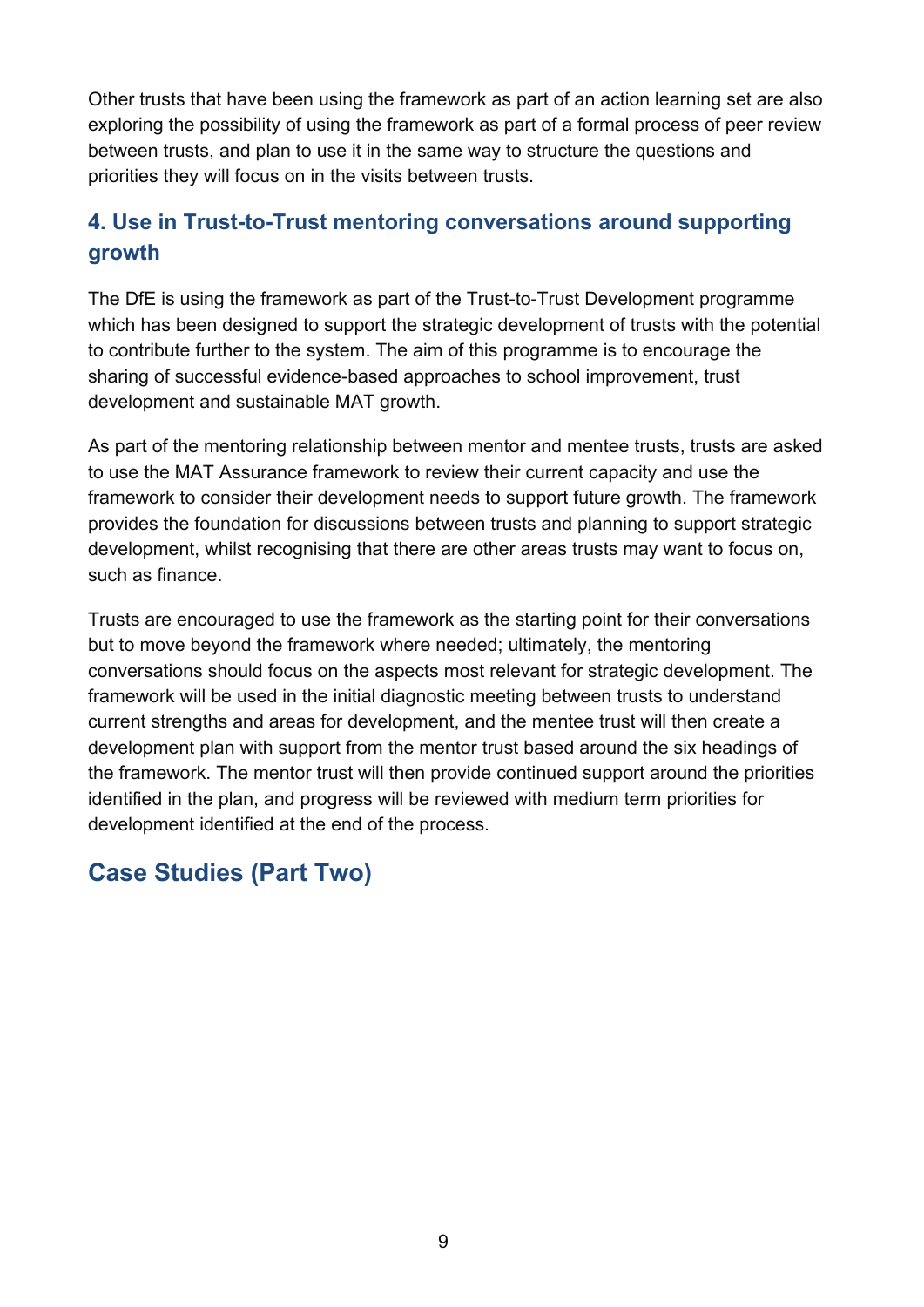Other trusts that have been using the framework as part of an action learning set are also exploring the possibility of using the framework as part of a formal process of peer review between trusts, and plan to use it in the same way to structure the questions and priorities they will focus on in the visits between trusts.

### 4. Use in Trust-to-Trust mentoring conversations around supporting growth

The DfE is using the framework as part of the Trust-to-Trust Development programme which has been designed to support the strategic development of trusts with the potential to contribute further to the system. The aim of this programme is to encourage the sharing of successful evidence-based approaches to school improvement, trust development and sustainable MAT growth.

As part of the mentoring relationship between mentor and mentee trusts, trusts are asked to use the MAT Assurance framework to review their current capacity and use the framework to consider their development needs to support future growth. The framework provides the foundation for discussions between trusts and planning to support strategic development, whilst recognising that there are other areas trusts may want to focus on, such as finance.

Trusts are encouraged to use the framework as the starting point for their conversations but to move beyond the framework where needed; ultimately, the mentoring conversations should focus on the aspects most relevant for strategic development. The framework will be used in the initial diagnostic meeting between trusts to understand current strengths and areas for development, and the mentee trust will then create a development plan with support from the mentor trust based around the six headings of the framework. The mentor trust will then provide continued support around the priorities identified in the plan, and progress will be reviewed with medium term priorities for development identified at the end of the process.

## Case Studies (Part Two)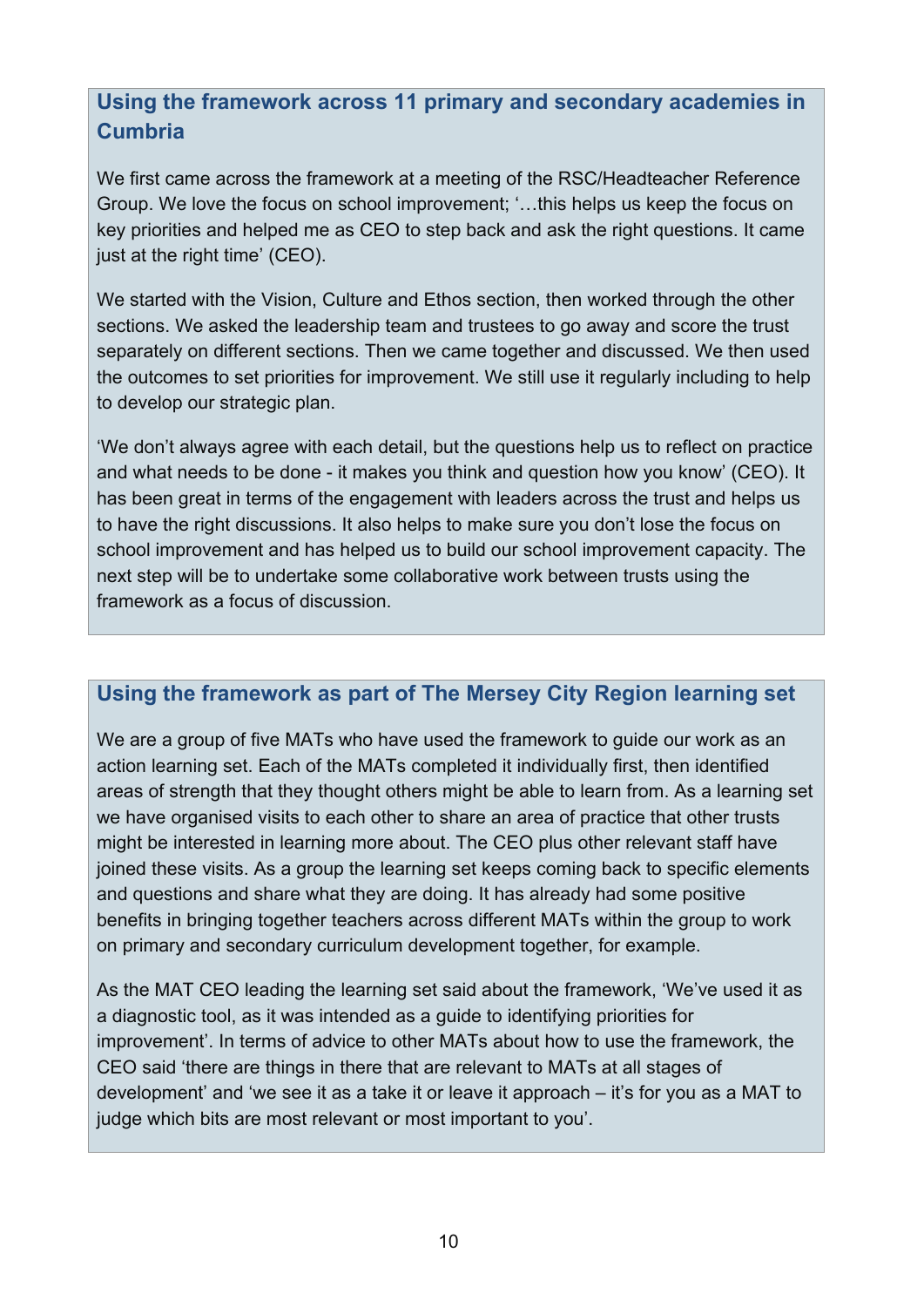### Using the framework across 11 primary and secondary academies in Cumbria

We first came across the framework at a meeting of the RSC/Headteacher Reference Group. We love the focus on school improvement; '…this helps us keep the focus on key priorities and helped me as CEO to step back and ask the right questions. It came just at the right time' (CEO).

We started with the Vision, Culture and Ethos section, then worked through the other sections. We asked the leadership team and trustees to go away and score the trust separately on different sections. Then we came together and discussed. We then used the outcomes to set priorities for improvement. We still use it regularly including to help to develop our strategic plan.

'We don't always agree with each detail, but the questions help us to reflect on practice and what needs to be done - it makes you think and question how you know' (CEO). It has been great in terms of the engagement with leaders across the trust and helps us to have the right discussions. It also helps to make sure you don't lose the focus on school improvement and has helped us to build our school improvement capacity. The next step will be to undertake some collaborative work between trusts using the framework as a focus of discussion.

### Using the framework as part of The Mersey City Region learning set

We are a group of five MATs who have used the framework to guide our work as an action learning set. Each of the MATs completed it individually first, then identified areas of strength that they thought others might be able to learn from. As a learning set we have organised visits to each other to share an area of practice that other trusts might be interested in learning more about. The CEO plus other relevant staff have joined these visits. As a group the learning set keeps coming back to specific elements and questions and share what they are doing. It has already had some positive benefits in bringing together teachers across different MATs within the group to work on primary and secondary curriculum development together, for example.

As the MAT CEO leading the learning set said about the framework, 'We've used it as a diagnostic tool, as it was intended as a guide to identifying priorities for improvement'. In terms of advice to other MATs about how to use the framework, the CEO said 'there are things in there that are relevant to MATs at all stages of development' and 'we see it as a take it or leave it approach – it's for you as a MAT to judge which bits are most relevant or most important to you'.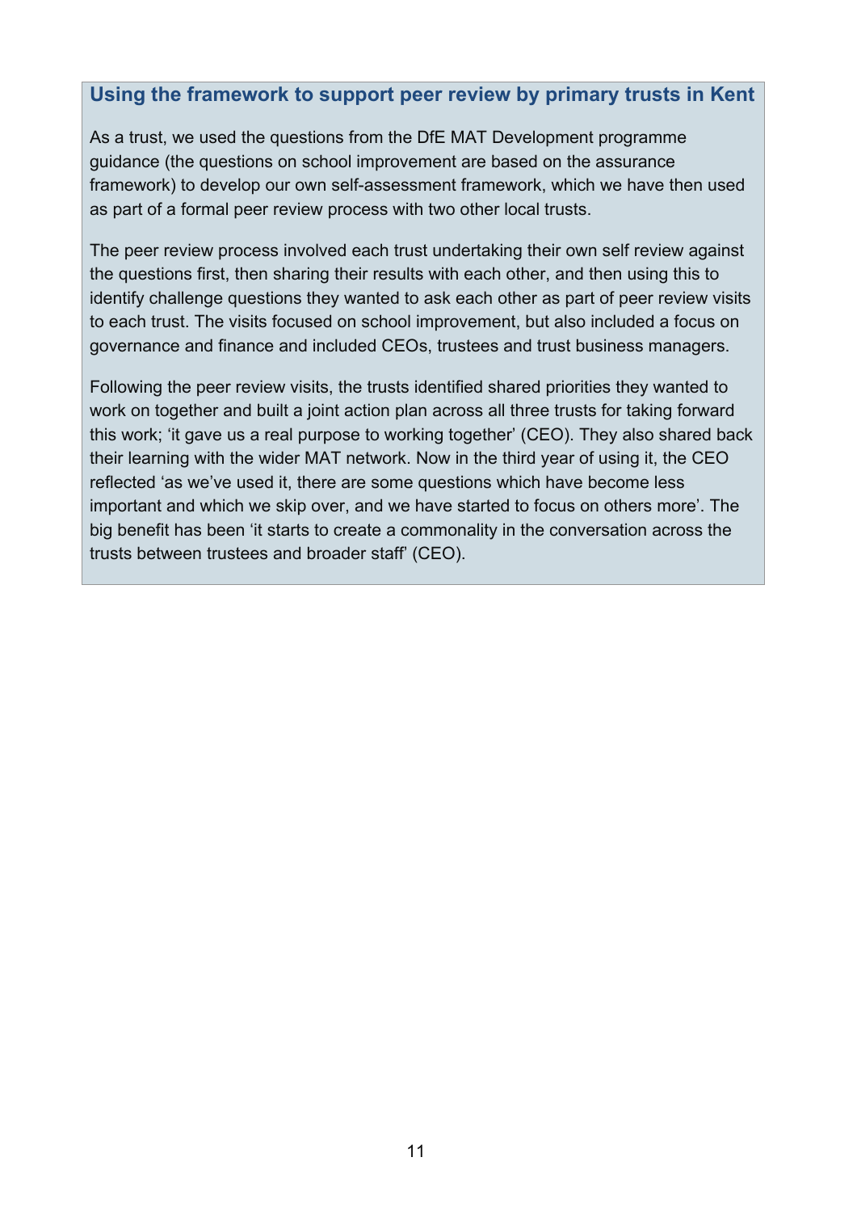### Using the framework to support peer review by primary trusts in Kent

As a trust, we used the questions from the DfE MAT Development programme guidance (the questions on school improvement are based on the assurance framework) to develop our own self-assessment framework, which we have then used as part of a formal peer review process with two other local trusts.

The peer review process involved each trust undertaking their own self review against the questions first, then sharing their results with each other, and then using this to identify challenge questions they wanted to ask each other as part of peer review visits to each trust. The visits focused on school improvement, but also included a focus on governance and finance and included CEOs, trustees and trust business managers.

Following the peer review visits, the trusts identified shared priorities they wanted to work on together and built a joint action plan across all three trusts for taking forward this work; 'it gave us a real purpose to working together' (CEO). They also shared back their learning with the wider MAT network. Now in the third year of using it, the CEO reflected 'as we've used it, there are some questions which have become less important and which we skip over, and we have started to focus on others more'. The big benefit has been 'it starts to create a commonality in the conversation across the trusts between trustees and broader staff' (CEO).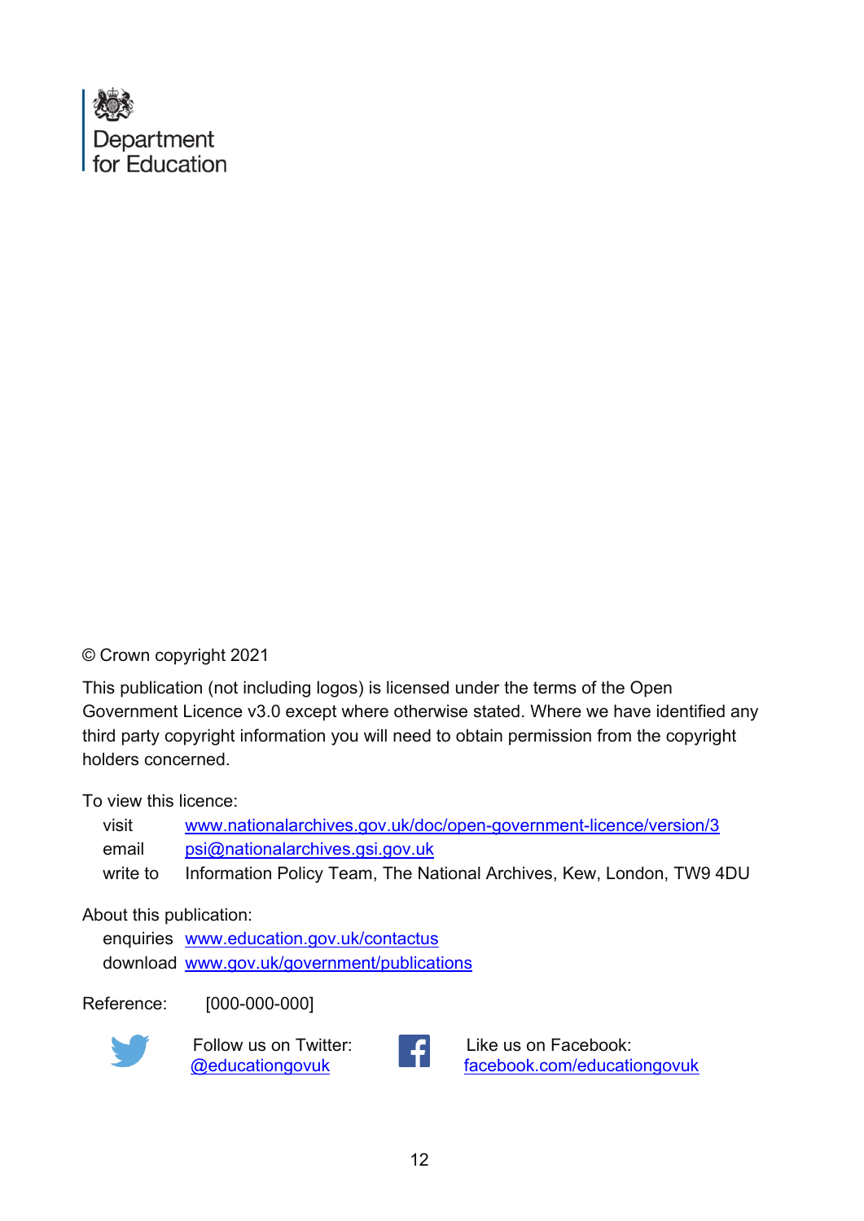Department for Education

© Crown copyright 2021

This publication (not including logos) is licensed under the terms of the Open Government Licence v3.0 except where otherwise stated. Where we have identified any third party copyright information you will need to obtain permission from the copyright holders concerned.

To view this licence:

visit www.nationalarchives.gov.uk/doc/open-government-licence/version/3
email psi@nationalarchives.gsi.gov.uk
write to Information Policy Team, The National Archives, Kew, London, TW9 4DU

About this publication:

enquiries www.education.gov.uk/contactus
download www.gov.uk/government/publications

Reference: [000-000-000]

Follow us on Twitter: @educationgovuk

Like us on Facebook: facebook.com/educationgovuk